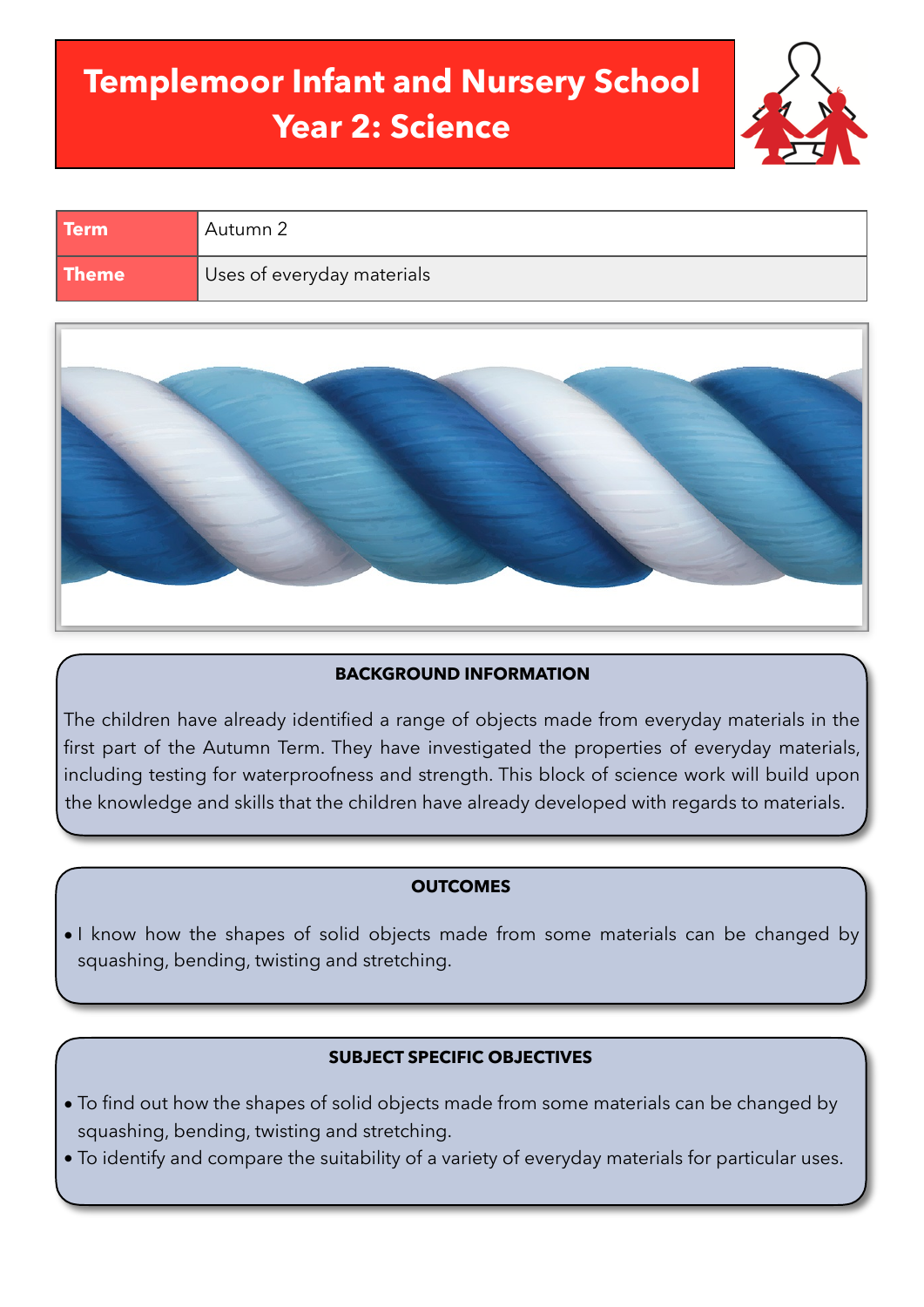# Templemoor Infant and Nursery School
# Year 2: Science

| Term | Autumn 2 |
| --- | --- |
| Theme | Uses of everyday materials |

**BACKGROUND INFORMATION**

The children have already identified a range of objects made from everyday materials in the first part of the Autumn Term. They have investigated the properties of everyday materials, including testing for waterproofness and strength. This block of science work will build upon the knowledge and skills that the children have already developed with regards to materials.

**OUTCOMES**

- I know how the shapes of solid objects made from some materials can be changed by squashing, bending, twisting and stretching.

**SUBJECT SPECIFIC OBJECTIVES**

- To find out how the shapes of solid objects made from some materials can be changed by squashing, bending, twisting and stretching.
- To identify and compare the suitability of a variety of everyday materials for particular uses.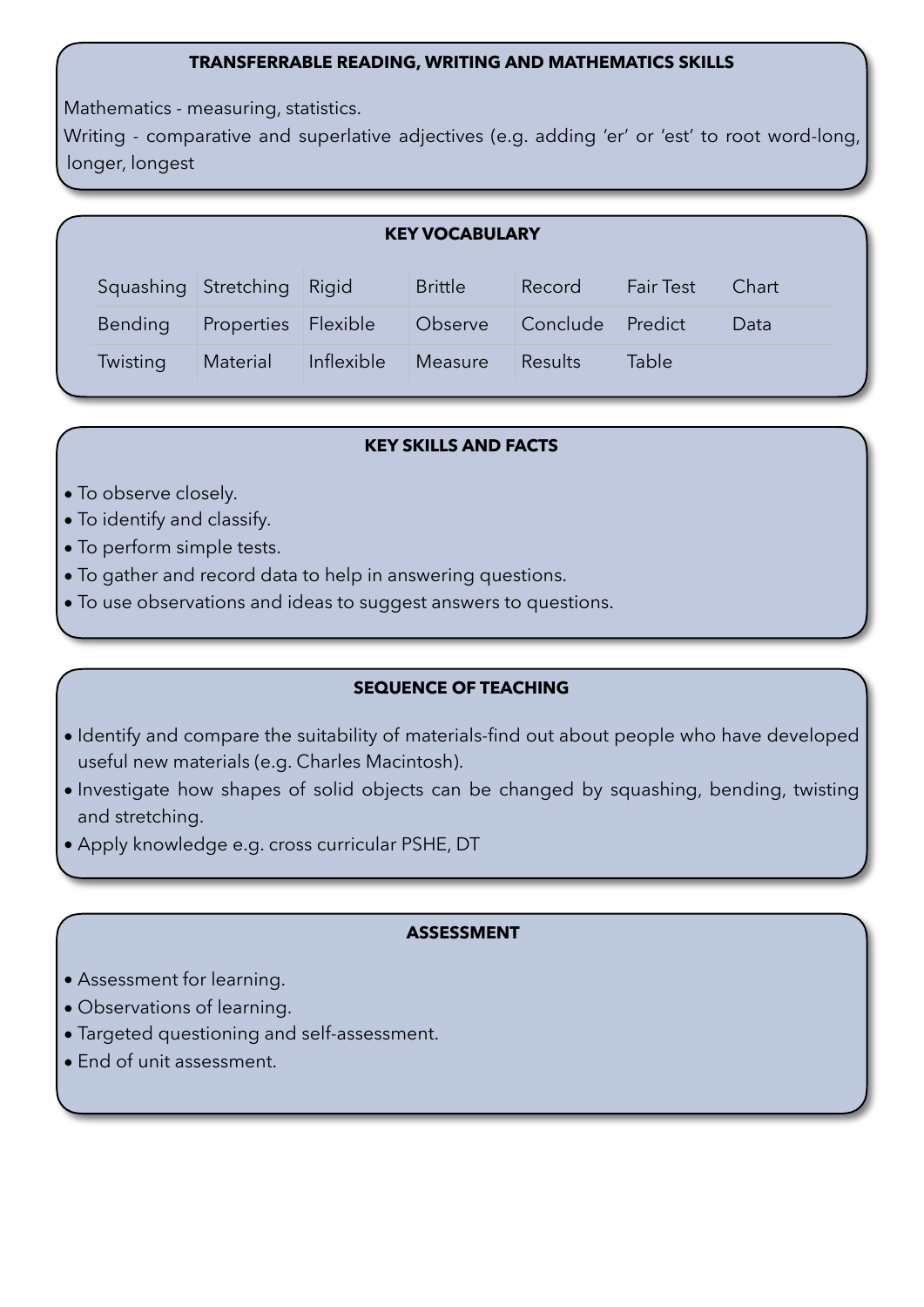## TRANSFERRABLE READING, WRITING AND MATHEMATICS SKILLS

Mathematics - measuring, statistics.

Writing - comparative and superlative adjectives (e.g. adding 'er' or 'est' to root word-long, longer, longest

## KEY VOCABULARY

| | | | | | | |
|---|---|---|---|---|---|---|
| Squashing | Stretching | Rigid | Brittle | Record | Fair Test | Chart |
| Bending | Properties | Flexible | Observe | Conclude | Predict | Data |
| Twisting | Material | Inflexible | Measure | Results | Table | |

## KEY SKILLS AND FACTS

- To observe closely.
- To identify and classify.
- To perform simple tests.
- To gather and record data to help in answering questions.
- To use observations and ideas to suggest answers to questions.

## SEQUENCE OF TEACHING

- Identify and compare the suitability of materials-find out about people who have developed useful new materials (e.g. Charles Macintosh).
- Investigate how shapes of solid objects can be changed by squashing, bending, twisting and stretching.
- Apply knowledge e.g. cross curricular PSHE, DT

## ASSESSMENT

- Assessment for learning.
- Observations of learning.
- Targeted questioning and self-assessment.
- End of unit assessment.